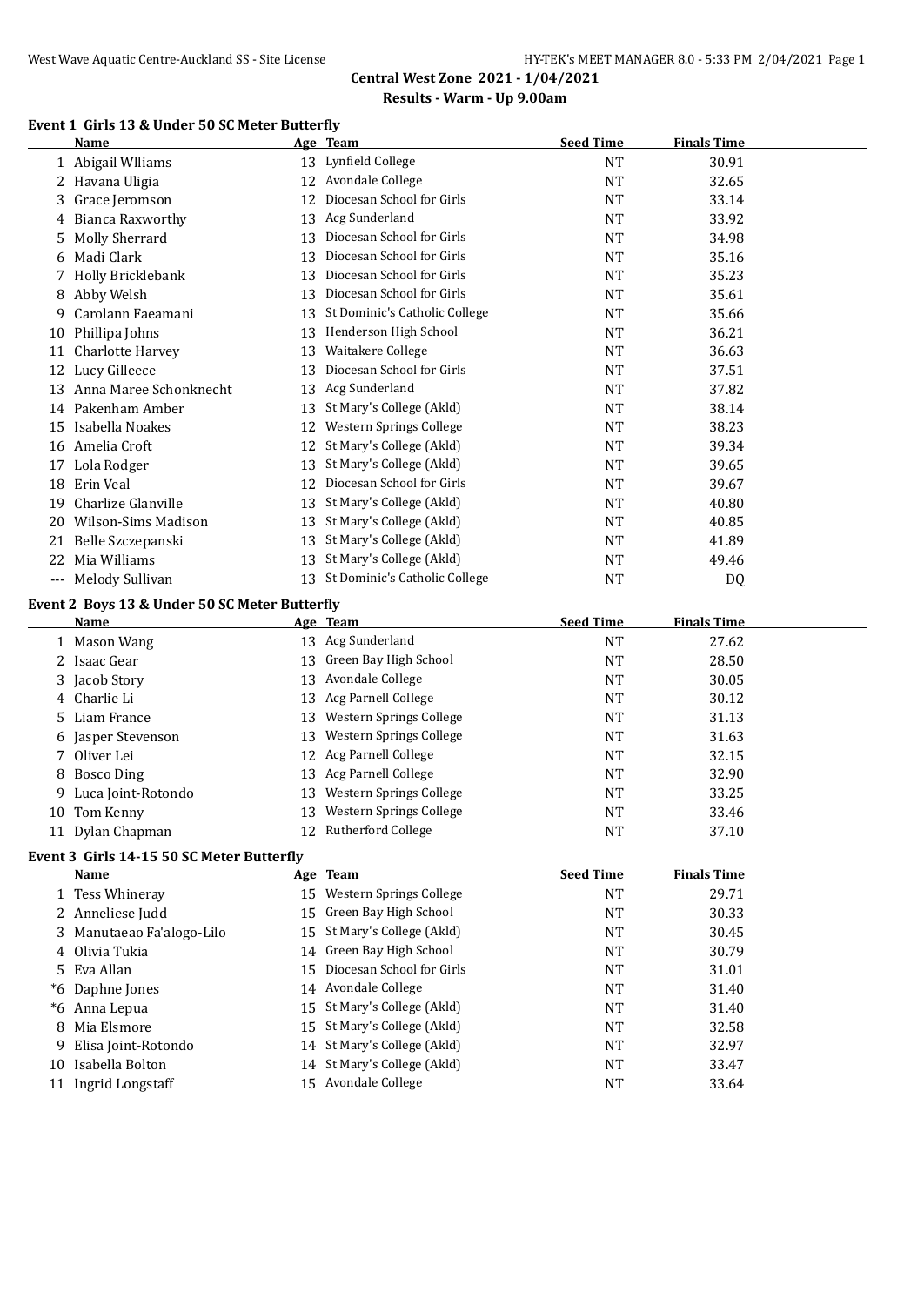## Central West Zone 2021 - 1/04/2021

## Results - Warm - Up 9.00am

### Event 1 Girls 13 & Under 50 SC Meter Butterfly

| | Name | Age | Team | Seed Time | Finals Time |
|---|---|---|---|---|---|
| 1 | Abigail Wlliams | 13 | Lynfield College | NT | 30.91 |
| 2 | Havana Uligia | 12 | Avondale College | NT | 32.65 |
| 3 | Grace Jeromson | 12 | Diocesan School for Girls | NT | 33.14 |
| 4 | Bianca Raxworthy | 13 | Acg Sunderland | NT | 33.92 |
| 5 | Molly Sherrard | 13 | Diocesan School for Girls | NT | 34.98 |
| 6 | Madi Clark | 13 | Diocesan School for Girls | NT | 35.16 |
| 7 | Holly Bricklebank | 13 | Diocesan School for Girls | NT | 35.23 |
| 8 | Abby Welsh | 13 | Diocesan School for Girls | NT | 35.61 |
| 9 | Carolann Faeamani | 13 | St Dominic's Catholic College | NT | 35.66 |
| 10 | Phillipa Johns | 13 | Henderson High School | NT | 36.21 |
| 11 | Charlotte Harvey | 13 | Waitakere College | NT | 36.63 |
| 12 | Lucy Gilleece | 13 | Diocesan School for Girls | NT | 37.51 |
| 13 | Anna Maree Schonknecht | 13 | Acg Sunderland | NT | 37.82 |
| 14 | Pakenham Amber | 13 | St Mary's College (Akld) | NT | 38.14 |
| 15 | Isabella Noakes | 12 | Western Springs College | NT | 38.23 |
| 16 | Amelia Croft | 12 | St Mary's College (Akld) | NT | 39.34 |
| 17 | Lola Rodger | 13 | St Mary's College (Akld) | NT | 39.65 |
| 18 | Erin Veal | 12 | Diocesan School for Girls | NT | 39.67 |
| 19 | Charlize Glanville | 13 | St Mary's College (Akld) | NT | 40.80 |
| 20 | Wilson-Sims Madison | 13 | St Mary's College (Akld) | NT | 40.85 |
| 21 | Belle Szczepanski | 13 | St Mary's College (Akld) | NT | 41.89 |
| 22 | Mia Williams | 13 | St Mary's College (Akld) | NT | 49.46 |
| --- | Melody Sullivan | 13 | St Dominic's Catholic College | NT | DQ |

### Event 2 Boys 13 & Under 50 SC Meter Butterfly

| | Name | Age | Team | Seed Time | Finals Time |
|---|---|---|---|---|---|
| 1 | Mason Wang | 13 | Acg Sunderland | NT | 27.62 |
| 2 | Isaac Gear | 13 | Green Bay High School | NT | 28.50 |
| 3 | Jacob Story | 13 | Avondale College | NT | 30.05 |
| 4 | Charlie Li | 13 | Acg Parnell College | NT | 30.12 |
| 5 | Liam France | 13 | Western Springs College | NT | 31.13 |
| 6 | Jasper Stevenson | 13 | Western Springs College | NT | 31.63 |
| 7 | Oliver Lei | 12 | Acg Parnell College | NT | 32.15 |
| 8 | Bosco Ding | 13 | Acg Parnell College | NT | 32.90 |
| 9 | Luca Joint-Rotondo | 13 | Western Springs College | NT | 33.25 |
| 10 | Tom Kenny | 13 | Western Springs College | NT | 33.46 |
| 11 | Dylan Chapman | 12 | Rutherford College | NT | 37.10 |

### Event 3 Girls 14-15 50 SC Meter Butterfly

| | Name | Age | Team | Seed Time | Finals Time |
|---|---|---|---|---|---|
| 1 | Tess Whineray | 15 | Western Springs College | NT | 29.71 |
| 2 | Anneliese Judd | 15 | Green Bay High School | NT | 30.33 |
| 3 | Manutaeao Fa'alogo-Lilo | 15 | St Mary's College (Akld) | NT | 30.45 |
| 4 | Olivia Tukia | 14 | Green Bay High School | NT | 30.79 |
| 5 | Eva Allan | 15 | Diocesan School for Girls | NT | 31.01 |
| *6 | Daphne Jones | 14 | Avondale College | NT | 31.40 |
| *6 | Anna Lepua | 15 | St Mary's College (Akld) | NT | 31.40 |
| 8 | Mia Elsmore | 15 | St Mary's College (Akld) | NT | 32.58 |
| 9 | Elisa Joint-Rotondo | 14 | St Mary's College (Akld) | NT | 32.97 |
| 10 | Isabella Bolton | 14 | St Mary's College (Akld) | NT | 33.47 |
| 11 | Ingrid Longstaff | 15 | Avondale College | NT | 33.64 |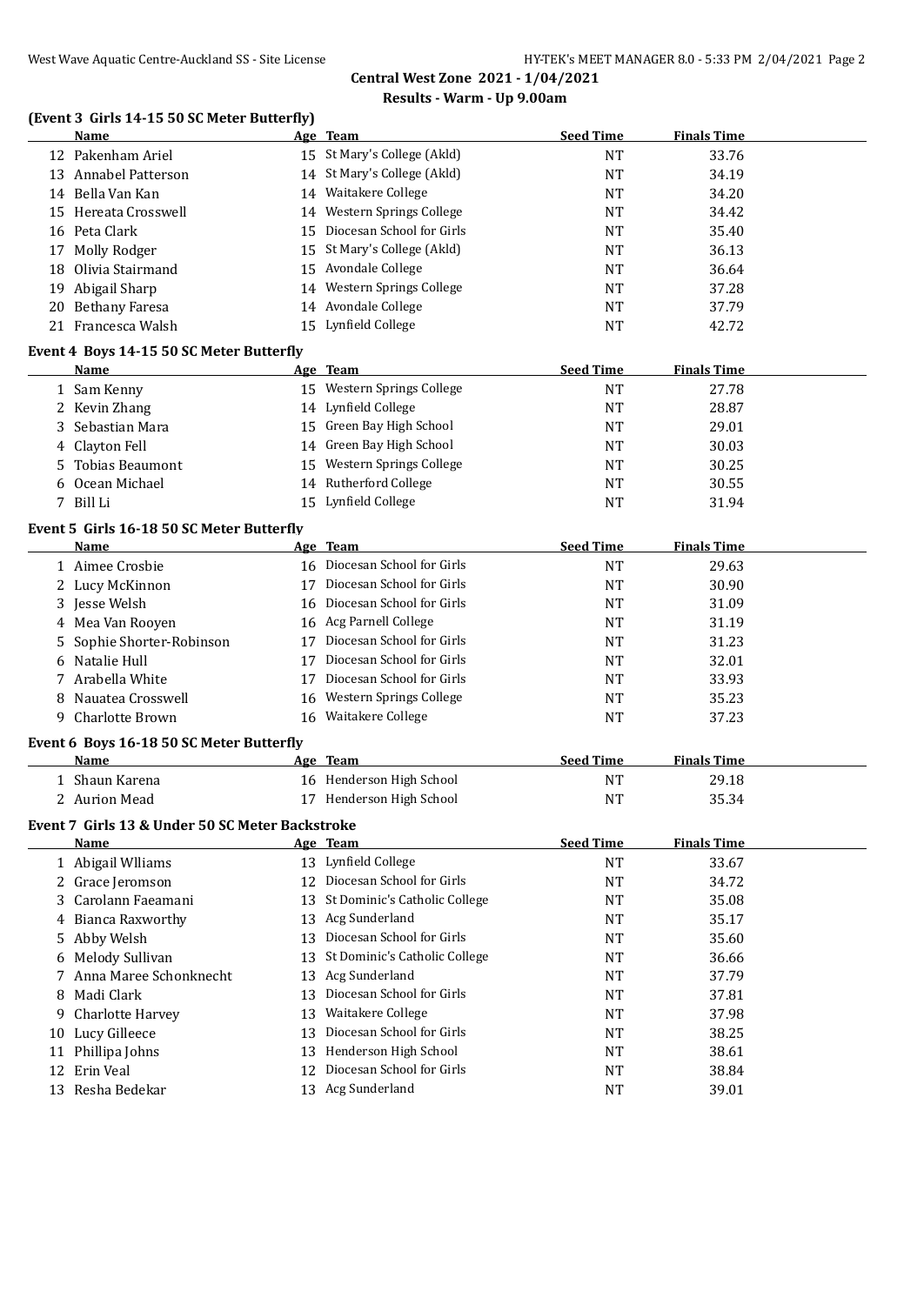## Central West Zone 2021 - 1/04/2021
### Results - Warm - Up 9.00am

### (Event 3 Girls 14-15 50 SC Meter Butterfly)

| | Name | Age | Team | Seed Time | Finals Time |
|---|---|---|---|---|---|
| 12 | Pakenham Ariel | 15 | St Mary's College (Akld) | NT | 33.76 |
| 13 | Annabel Patterson | 14 | St Mary's College (Akld) | NT | 34.19 |
| 14 | Bella Van Kan | 14 | Waitakere College | NT | 34.20 |
| 15 | Hereata Crosswell | 14 | Western Springs College | NT | 34.42 |
| 16 | Peta Clark | 15 | Diocesan School for Girls | NT | 35.40 |
| 17 | Molly Rodger | 15 | St Mary's College (Akld) | NT | 36.13 |
| 18 | Olivia Stairmand | 15 | Avondale College | NT | 36.64 |
| 19 | Abigail Sharp | 14 | Western Springs College | NT | 37.28 |
| 20 | Bethany Faresa | 14 | Avondale College | NT | 37.79 |
| 21 | Francesca Walsh | 15 | Lynfield College | NT | 42.72 |

### Event 4 Boys 14-15 50 SC Meter Butterfly

| | Name | Age | Team | Seed Time | Finals Time |
|---|---|---|---|---|---|
| 1 | Sam Kenny | 15 | Western Springs College | NT | 27.78 |
| 2 | Kevin Zhang | 14 | Lynfield College | NT | 28.87 |
| 3 | Sebastian Mara | 15 | Green Bay High School | NT | 29.01 |
| 4 | Clayton Fell | 14 | Green Bay High School | NT | 30.03 |
| 5 | Tobias Beaumont | 15 | Western Springs College | NT | 30.25 |
| 6 | Ocean Michael | 14 | Rutherford College | NT | 30.55 |
| 7 | Bill Li | 15 | Lynfield College | NT | 31.94 |

### Event 5 Girls 16-18 50 SC Meter Butterfly

| | Name | Age | Team | Seed Time | Finals Time |
|---|---|---|---|---|---|
| 1 | Aimee Crosbie | 16 | Diocesan School for Girls | NT | 29.63 |
| 2 | Lucy McKinnon | 17 | Diocesan School for Girls | NT | 30.90 |
| 3 | Jesse Welsh | 16 | Diocesan School for Girls | NT | 31.09 |
| 4 | Mea Van Rooyen | 16 | Acg Parnell College | NT | 31.19 |
| 5 | Sophie Shorter-Robinson | 17 | Diocesan School for Girls | NT | 31.23 |
| 6 | Natalie Hull | 17 | Diocesan School for Girls | NT | 32.01 |
| 7 | Arabella White | 17 | Diocesan School for Girls | NT | 33.93 |
| 8 | Nauatea Crosswell | 16 | Western Springs College | NT | 35.23 |
| 9 | Charlotte Brown | 16 | Waitakere College | NT | 37.23 |

### Event 6 Boys 16-18 50 SC Meter Butterfly

| | Name | Age | Team | Seed Time | Finals Time |
|---|---|---|---|---|---|
| 1 | Shaun Karena | 16 | Henderson High School | NT | 29.18 |
| 2 | Aurion Mead | 17 | Henderson High School | NT | 35.34 |

### Event 7 Girls 13 & Under 50 SC Meter Backstroke

| | Name | Age | Team | Seed Time | Finals Time |
|---|---|---|---|---|---|
| 1 | Abigail Wlliams | 13 | Lynfield College | NT | 33.67 |
| 2 | Grace Jeromson | 12 | Diocesan School for Girls | NT | 34.72 |
| 3 | Carolann Faeamani | 13 | St Dominic's Catholic College | NT | 35.08 |
| 4 | Bianca Raxworthy | 13 | Acg Sunderland | NT | 35.17 |
| 5 | Abby Welsh | 13 | Diocesan School for Girls | NT | 35.60 |
| 6 | Melody Sullivan | 13 | St Dominic's Catholic College | NT | 36.66 |
| 7 | Anna Maree Schonknecht | 13 | Acg Sunderland | NT | 37.79 |
| 8 | Madi Clark | 13 | Diocesan School for Girls | NT | 37.81 |
| 9 | Charlotte Harvey | 13 | Waitakere College | NT | 37.98 |
| 10 | Lucy Gilleece | 13 | Diocesan School for Girls | NT | 38.25 |
| 11 | Phillipa Johns | 13 | Henderson High School | NT | 38.61 |
| 12 | Erin Veal | 12 | Diocesan School for Girls | NT | 38.84 |
| 13 | Resha Bedekar | 13 | Acg Sunderland | NT | 39.01 |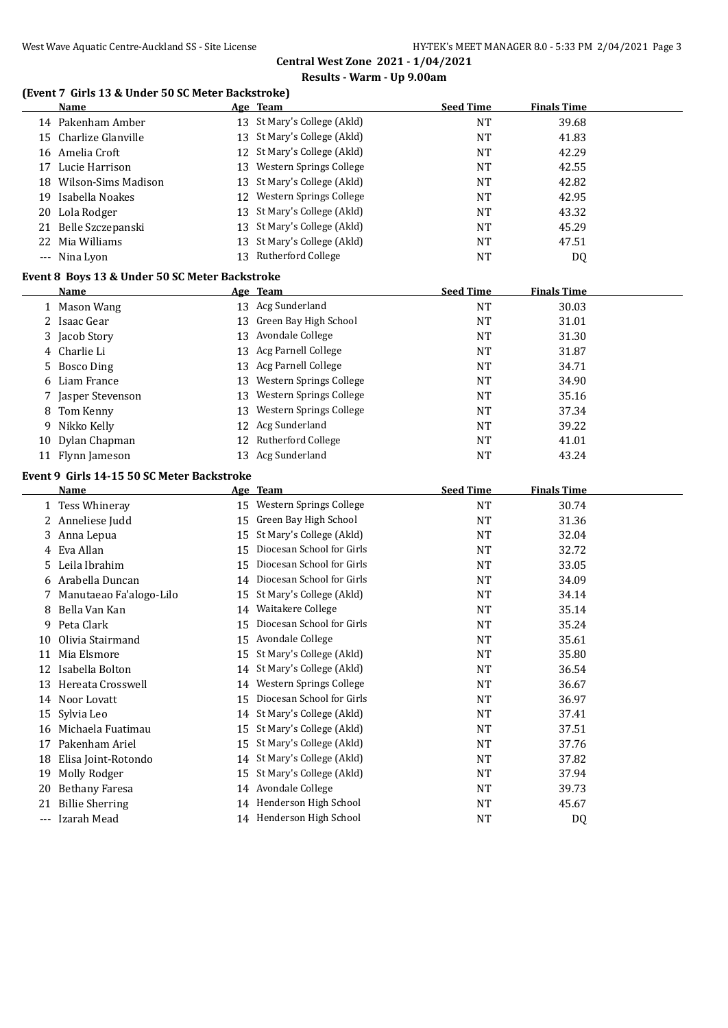## Central West Zone 2021 - 1/04/2021

### Results - Warm - Up 9.00am

### (Event 7 Girls 13 & Under 50 SC Meter Backstroke)

| | Name | Age | Team | Seed Time | Finals Time |
|---|---|---|---|---|---|
| 14 | Pakenham Amber | 13 | St Mary's College (Akld) | NT | 39.68 |
| 15 | Charlize Glanville | 13 | St Mary's College (Akld) | NT | 41.83 |
| 16 | Amelia Croft | 12 | St Mary's College (Akld) | NT | 42.29 |
| 17 | Lucie Harrison | 13 | Western Springs College | NT | 42.55 |
| 18 | Wilson-Sims Madison | 13 | St Mary's College (Akld) | NT | 42.82 |
| 19 | Isabella Noakes | 12 | Western Springs College | NT | 42.95 |
| 20 | Lola Rodger | 13 | St Mary's College (Akld) | NT | 43.32 |
| 21 | Belle Szczepanski | 13 | St Mary's College (Akld) | NT | 45.29 |
| 22 | Mia Williams | 13 | St Mary's College (Akld) | NT | 47.51 |
| --- | Nina Lyon | 13 | Rutherford College | NT | DQ |

### Event 8 Boys 13 & Under 50 SC Meter Backstroke

| | Name | Age | Team | Seed Time | Finals Time |
|---|---|---|---|---|---|
| 1 | Mason Wang | 13 | Acg Sunderland | NT | 30.03 |
| 2 | Isaac Gear | 13 | Green Bay High School | NT | 31.01 |
| 3 | Jacob Story | 13 | Avondale College | NT | 31.30 |
| 4 | Charlie Li | 13 | Acg Parnell College | NT | 31.87 |
| 5 | Bosco Ding | 13 | Acg Parnell College | NT | 34.71 |
| 6 | Liam France | 13 | Western Springs College | NT | 34.90 |
| 7 | Jasper Stevenson | 13 | Western Springs College | NT | 35.16 |
| 8 | Tom Kenny | 13 | Western Springs College | NT | 37.34 |
| 9 | Nikko Kelly | 12 | Acg Sunderland | NT | 39.22 |
| 10 | Dylan Chapman | 12 | Rutherford College | NT | 41.01 |
| 11 | Flynn Jameson | 13 | Acg Sunderland | NT | 43.24 |

### Event 9 Girls 14-15 50 SC Meter Backstroke

| | Name | Age | Team | Seed Time | Finals Time |
|---|---|---|---|---|---|
| 1 | Tess Whineray | 15 | Western Springs College | NT | 30.74 |
| 2 | Anneliese Judd | 15 | Green Bay High School | NT | 31.36 |
| 3 | Anna Lepua | 15 | St Mary's College (Akld) | NT | 32.04 |
| 4 | Eva Allan | 15 | Diocesan School for Girls | NT | 32.72 |
| 5 | Leila Ibrahim | 15 | Diocesan School for Girls | NT | 33.05 |
| 6 | Arabella Duncan | 14 | Diocesan School for Girls | NT | 34.09 |
| 7 | Manutaeao Fa'alogo-Lilo | 15 | St Mary's College (Akld) | NT | 34.14 |
| 8 | Bella Van Kan | 14 | Waitakere College | NT | 35.14 |
| 9 | Peta Clark | 15 | Diocesan School for Girls | NT | 35.24 |
| 10 | Olivia Stairmand | 15 | Avondale College | NT | 35.61 |
| 11 | Mia Elsmore | 15 | St Mary's College (Akld) | NT | 35.80 |
| 12 | Isabella Bolton | 14 | St Mary's College (Akld) | NT | 36.54 |
| 13 | Hereata Crosswell | 14 | Western Springs College | NT | 36.67 |
| 14 | Noor Lovatt | 15 | Diocesan School for Girls | NT | 36.97 |
| 15 | Sylvia Leo | 14 | St Mary's College (Akld) | NT | 37.41 |
| 16 | Michaela Fuatimau | 15 | St Mary's College (Akld) | NT | 37.51 |
| 17 | Pakenham Ariel | 15 | St Mary's College (Akld) | NT | 37.76 |
| 18 | Elisa Joint-Rotondo | 14 | St Mary's College (Akld) | NT | 37.82 |
| 19 | Molly Rodger | 15 | St Mary's College (Akld) | NT | 37.94 |
| 20 | Bethany Faresa | 14 | Avondale College | NT | 39.73 |
| 21 | Billie Sherring | 14 | Henderson High School | NT | 45.67 |
| --- | Izarah Mead | 14 | Henderson High School | NT | DQ |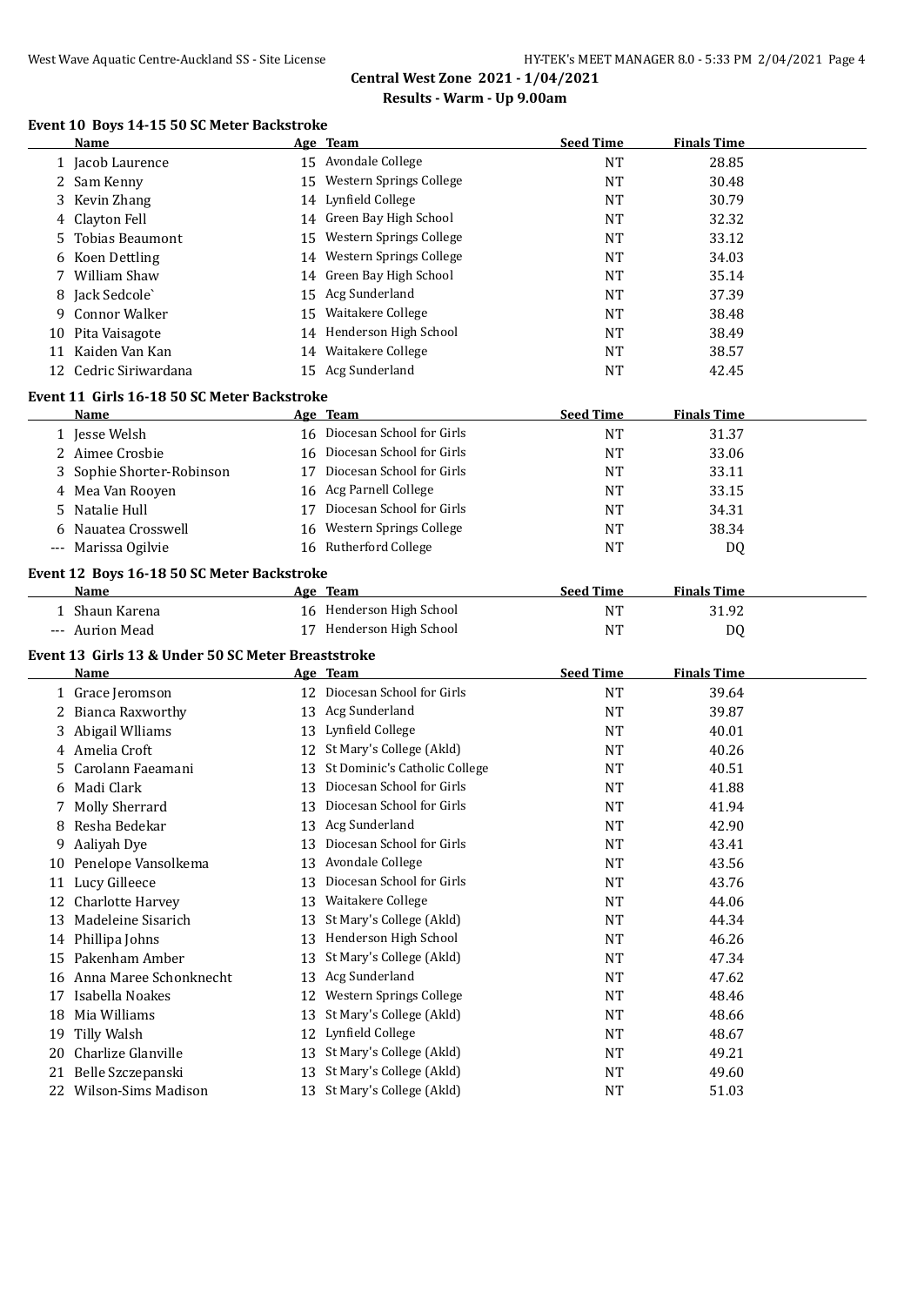# Central West Zone 2021 - 1/04/2021

## Results - Warm - Up 9.00am

### Event 10 Boys 14-15 50 SC Meter Backstroke

| | Name | Age | Team | Seed Time | Finals Time |
|---|---|---|---|---|---|
| 1 | Jacob Laurence | 15 | Avondale College | NT | 28.85 |
| 2 | Sam Kenny | 15 | Western Springs College | NT | 30.48 |
| 3 | Kevin Zhang | 14 | Lynfield College | NT | 30.79 |
| 4 | Clayton Fell | 14 | Green Bay High School | NT | 32.32 |
| 5 | Tobias Beaumont | 15 | Western Springs College | NT | 33.12 |
| 6 | Koen Dettling | 14 | Western Springs College | NT | 34.03 |
| 7 | William Shaw | 14 | Green Bay High School | NT | 35.14 |
| 8 | Jack Sedcole` | 15 | Acg Sunderland | NT | 37.39 |
| 9 | Connor Walker | 15 | Waitakere College | NT | 38.48 |
| 10 | Pita Vaisagote | 14 | Henderson High School | NT | 38.49 |
| 11 | Kaiden Van Kan | 14 | Waitakere College | NT | 38.57 |
| 12 | Cedric Siriwardana | 15 | Acg Sunderland | NT | 42.45 |

### Event 11 Girls 16-18 50 SC Meter Backstroke

| | Name | Age | Team | Seed Time | Finals Time |
|---|---|---|---|---|---|
| 1 | Jesse Welsh | 16 | Diocesan School for Girls | NT | 31.37 |
| 2 | Aimee Crosbie | 16 | Diocesan School for Girls | NT | 33.06 |
| 3 | Sophie Shorter-Robinson | 17 | Diocesan School for Girls | NT | 33.11 |
| 4 | Mea Van Rooyen | 16 | Acg Parnell College | NT | 33.15 |
| 5 | Natalie Hull | 17 | Diocesan School for Girls | NT | 34.31 |
| 6 | Nauatea Crosswell | 16 | Western Springs College | NT | 38.34 |
| --- | Marissa Ogilvie | 16 | Rutherford College | NT | DQ |

### Event 12 Boys 16-18 50 SC Meter Backstroke

| | Name | Age | Team | Seed Time | Finals Time |
|---|---|---|---|---|---|
| 1 | Shaun Karena | 16 | Henderson High School | NT | 31.92 |
| --- | Aurion Mead | 17 | Henderson High School | NT | DQ |

### Event 13 Girls 13 & Under 50 SC Meter Breaststroke

| | Name | Age | Team | Seed Time | Finals Time |
|---|---|---|---|---|---|
| 1 | Grace Jeromson | 12 | Diocesan School for Girls | NT | 39.64 |
| 2 | Bianca Raxworthy | 13 | Acg Sunderland | NT | 39.87 |
| 3 | Abigail Wlliams | 13 | Lynfield College | NT | 40.01 |
| 4 | Amelia Croft | 12 | St Mary's College (Akld) | NT | 40.26 |
| 5 | Carolann Faeamani | 13 | St Dominic's Catholic College | NT | 40.51 |
| 6 | Madi Clark | 13 | Diocesan School for Girls | NT | 41.88 |
| 7 | Molly Sherrard | 13 | Diocesan School for Girls | NT | 41.94 |
| 8 | Resha Bedekar | 13 | Acg Sunderland | NT | 42.90 |
| 9 | Aaliyah Dye | 13 | Diocesan School for Girls | NT | 43.41 |
| 10 | Penelope Vansolkema | 13 | Avondale College | NT | 43.56 |
| 11 | Lucy Gilleece | 13 | Diocesan School for Girls | NT | 43.76 |
| 12 | Charlotte Harvey | 13 | Waitakere College | NT | 44.06 |
| 13 | Madeleine Sisarich | 13 | St Mary's College (Akld) | NT | 44.34 |
| 14 | Phillipa Johns | 13 | Henderson High School | NT | 46.26 |
| 15 | Pakenham Amber | 13 | St Mary's College (Akld) | NT | 47.34 |
| 16 | Anna Maree Schonknecht | 13 | Acg Sunderland | NT | 47.62 |
| 17 | Isabella Noakes | 12 | Western Springs College | NT | 48.46 |
| 18 | Mia Williams | 13 | St Mary's College (Akld) | NT | 48.66 |
| 19 | Tilly Walsh | 12 | Lynfield College | NT | 48.67 |
| 20 | Charlize Glanville | 13 | St Mary's College (Akld) | NT | 49.21 |
| 21 | Belle Szczepanski | 13 | St Mary's College (Akld) | NT | 49.60 |
| 22 | Wilson-Sims Madison | 13 | St Mary's College (Akld) | NT | 51.03 |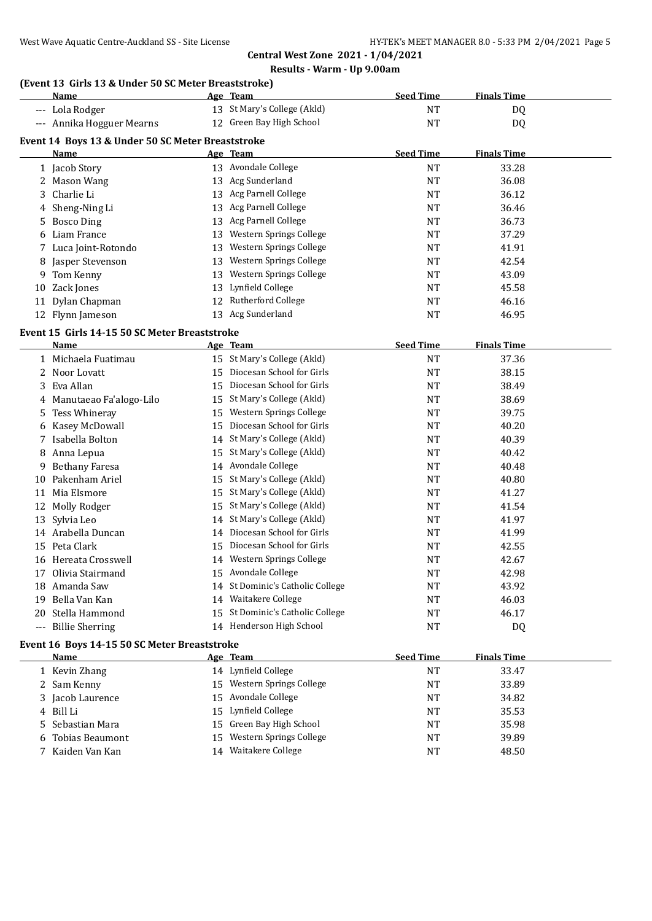**Central West Zone 2021 - 1/04/2021**

**Results - Warm - Up 9.00am**

### (Event 13 Girls 13 & Under 50 SC Meter Breaststroke)

| | Name | Age | Team | Seed Time | Finals Time |
|---|---|---|---|---|---|
| --- | Lola Rodger | 13 | St Mary's College (Akld) | NT | DQ |
| --- | Annika Hogguer Mearns | 12 | Green Bay High School | NT | DQ |

### Event 14 Boys 13 & Under 50 SC Meter Breaststroke

| | Name | Age | Team | Seed Time | Finals Time |
|---|---|---|---|---|---|
| 1 | Jacob Story | 13 | Avondale College | NT | 33.28 |
| 2 | Mason Wang | 13 | Acg Sunderland | NT | 36.08 |
| 3 | Charlie Li | 13 | Acg Parnell College | NT | 36.12 |
| 4 | Sheng-Ning Li | 13 | Acg Parnell College | NT | 36.46 |
| 5 | Bosco Ding | 13 | Acg Parnell College | NT | 36.73 |
| 6 | Liam France | 13 | Western Springs College | NT | 37.29 |
| 7 | Luca Joint-Rotondo | 13 | Western Springs College | NT | 41.91 |
| 8 | Jasper Stevenson | 13 | Western Springs College | NT | 42.54 |
| 9 | Tom Kenny | 13 | Western Springs College | NT | 43.09 |
| 10 | Zack Jones | 13 | Lynfield College | NT | 45.58 |
| 11 | Dylan Chapman | 12 | Rutherford College | NT | 46.16 |
| 12 | Flynn Jameson | 13 | Acg Sunderland | NT | 46.95 |

### Event 15 Girls 14-15 50 SC Meter Breaststroke

| | Name | Age | Team | Seed Time | Finals Time |
|---|---|---|---|---|---|
| 1 | Michaela Fuatimau | 15 | St Mary's College (Akld) | NT | 37.36 |
| 2 | Noor Lovatt | 15 | Diocesan School for Girls | NT | 38.15 |
| 3 | Eva Allan | 15 | Diocesan School for Girls | NT | 38.49 |
| 4 | Manutaeao Fa'alogo-Lilo | 15 | St Mary's College (Akld) | NT | 38.69 |
| 5 | Tess Whineray | 15 | Western Springs College | NT | 39.75 |
| 6 | Kasey McDowall | 15 | Diocesan School for Girls | NT | 40.20 |
| 7 | Isabella Bolton | 14 | St Mary's College (Akld) | NT | 40.39 |
| 8 | Anna Lepua | 15 | St Mary's College (Akld) | NT | 40.42 |
| 9 | Bethany Faresa | 14 | Avondale College | NT | 40.48 |
| 10 | Pakenham Ariel | 15 | St Mary's College (Akld) | NT | 40.80 |
| 11 | Mia Elsmore | 15 | St Mary's College (Akld) | NT | 41.27 |
| 12 | Molly Rodger | 15 | St Mary's College (Akld) | NT | 41.54 |
| 13 | Sylvia Leo | 14 | St Mary's College (Akld) | NT | 41.97 |
| 14 | Arabella Duncan | 14 | Diocesan School for Girls | NT | 41.99 |
| 15 | Peta Clark | 15 | Diocesan School for Girls | NT | 42.55 |
| 16 | Hereata Crosswell | 14 | Western Springs College | NT | 42.67 |
| 17 | Olivia Stairmand | 15 | Avondale College | NT | 42.98 |
| 18 | Amanda Saw | 14 | St Dominic's Catholic College | NT | 43.92 |
| 19 | Bella Van Kan | 14 | Waitakere College | NT | 46.03 |
| 20 | Stella Hammond | 15 | St Dominic's Catholic College | NT | 46.17 |
| --- | Billie Sherring | 14 | Henderson High School | NT | DQ |

### Event 16 Boys 14-15 50 SC Meter Breaststroke

| | Name | Age | Team | Seed Time | Finals Time |
|---|---|---|---|---|---|
| 1 | Kevin Zhang | 14 | Lynfield College | NT | 33.47 |
| 2 | Sam Kenny | 15 | Western Springs College | NT | 33.89 |
| 3 | Jacob Laurence | 15 | Avondale College | NT | 34.82 |
| 4 | Bill Li | 15 | Lynfield College | NT | 35.53 |
| 5 | Sebastian Mara | 15 | Green Bay High School | NT | 35.98 |
| 6 | Tobias Beaumont | 15 | Western Springs College | NT | 39.89 |
| 7 | Kaiden Van Kan | 14 | Waitakere College | NT | 48.50 |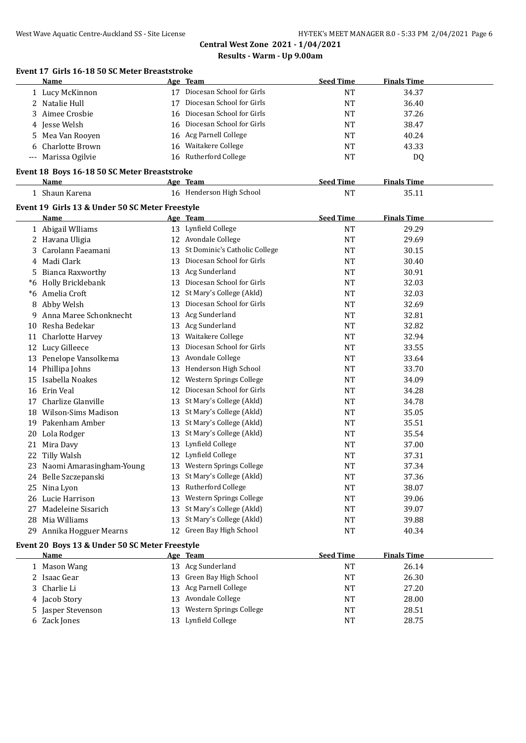**Central West Zone 2021 - 1/04/2021**

**Results - Warm - Up 9.00am**

### Event 17 Girls 16-18 50 SC Meter Breaststroke

| | Name | Age | Team | Seed Time | Finals Time |
|---|---|---|---|---|---|
| 1 | Lucy McKinnon | 17 | Diocesan School for Girls | NT | 34.37 |
| 2 | Natalie Hull | 17 | Diocesan School for Girls | NT | 36.40 |
| 3 | Aimee Crosbie | 16 | Diocesan School for Girls | NT | 37.26 |
| 4 | Jesse Welsh | 16 | Diocesan School for Girls | NT | 38.47 |
| 5 | Mea Van Rooyen | 16 | Acg Parnell College | NT | 40.24 |
| 6 | Charlotte Brown | 16 | Waitakere College | NT | 43.33 |
| --- | Marissa Ogilvie | 16 | Rutherford College | NT | DQ |

### Event 18 Boys 16-18 50 SC Meter Breaststroke

| | Name | Age | Team | Seed Time | Finals Time |
|---|---|---|---|---|---|
| 1 | Shaun Karena | 16 | Henderson High School | NT | 35.11 |

### Event 19 Girls 13 & Under 50 SC Meter Freestyle

| | Name | Age | Team | Seed Time | Finals Time |
|---|---|---|---|---|---|
| 1 | Abigail Wlliams | 13 | Lynfield College | NT | 29.29 |
| 2 | Havana Uligia | 12 | Avondale College | NT | 29.69 |
| 3 | Carolann Faeamani | 13 | St Dominic's Catholic College | NT | 30.15 |
| 4 | Madi Clark | 13 | Diocesan School for Girls | NT | 30.40 |
| 5 | Bianca Raxworthy | 13 | Acg Sunderland | NT | 30.91 |
| *6 | Holly Bricklebank | 13 | Diocesan School for Girls | NT | 32.03 |
| *6 | Amelia Croft | 12 | St Mary's College (Akld) | NT | 32.03 |
| 8 | Abby Welsh | 13 | Diocesan School for Girls | NT | 32.69 |
| 9 | Anna Maree Schonknecht | 13 | Acg Sunderland | NT | 32.81 |
| 10 | Resha Bedekar | 13 | Acg Sunderland | NT | 32.82 |
| 11 | Charlotte Harvey | 13 | Waitakere College | NT | 32.94 |
| 12 | Lucy Gilleece | 13 | Diocesan School for Girls | NT | 33.55 |
| 13 | Penelope Vansolkema | 13 | Avondale College | NT | 33.64 |
| 14 | Phillipa Johns | 13 | Henderson High School | NT | 33.70 |
| 15 | Isabella Noakes | 12 | Western Springs College | NT | 34.09 |
| 16 | Erin Veal | 12 | Diocesan School for Girls | NT | 34.28 |
| 17 | Charlize Glanville | 13 | St Mary's College (Akld) | NT | 34.78 |
| 18 | Wilson-Sims Madison | 13 | St Mary's College (Akld) | NT | 35.05 |
| 19 | Pakenham Amber | 13 | St Mary's College (Akld) | NT | 35.51 |
| 20 | Lola Rodger | 13 | St Mary's College (Akld) | NT | 35.54 |
| 21 | Mira Davy | 13 | Lynfield College | NT | 37.00 |
| 22 | Tilly Walsh | 12 | Lynfield College | NT | 37.31 |
| 23 | Naomi Amarasingham-Young | 13 | Western Springs College | NT | 37.34 |
| 24 | Belle Szczepanski | 13 | St Mary's College (Akld) | NT | 37.36 |
| 25 | Nina Lyon | 13 | Rutherford College | NT | 38.07 |
| 26 | Lucie Harrison | 13 | Western Springs College | NT | 39.06 |
| 27 | Madeleine Sisarich | 13 | St Mary's College (Akld) | NT | 39.07 |
| 28 | Mia Williams | 13 | St Mary's College (Akld) | NT | 39.88 |
| 29 | Annika Hogguer Mearns | 12 | Green Bay High School | NT | 40.34 |

### Event 20 Boys 13 & Under 50 SC Meter Freestyle

| | Name | Age | Team | Seed Time | Finals Time |
|---|---|---|---|---|---|
| 1 | Mason Wang | 13 | Acg Sunderland | NT | 26.14 |
| 2 | Isaac Gear | 13 | Green Bay High School | NT | 26.30 |
| 3 | Charlie Li | 13 | Acg Parnell College | NT | 27.20 |
| 4 | Jacob Story | 13 | Avondale College | NT | 28.00 |
| 5 | Jasper Stevenson | 13 | Western Springs College | NT | 28.51 |
| 6 | Zack Jones | 13 | Lynfield College | NT | 28.75 |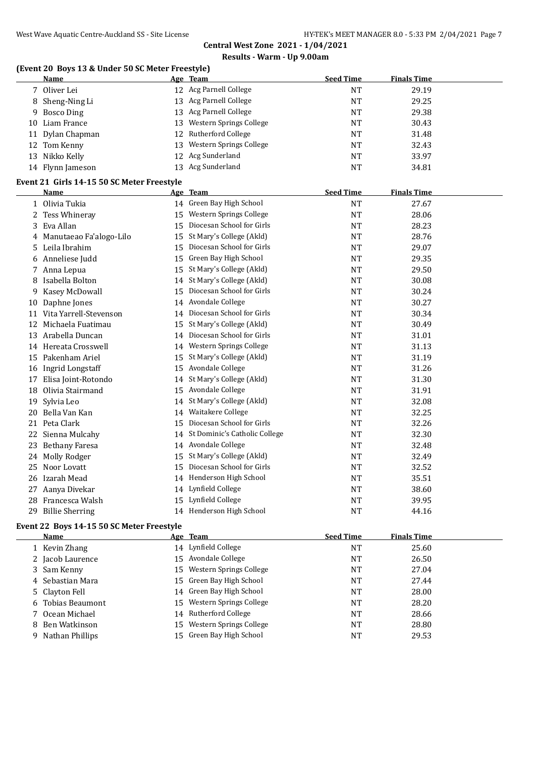## Central West Zone 2021 - 1/04/2021

## Results - Warm - Up 9.00am

### (Event 20 Boys 13 & Under 50 SC Meter Freestyle)

| | Name | Age | Team | Seed Time | Finals Time |
|---|---|---|---|---|---|
| 7 | Oliver Lei | 12 | Acg Parnell College | NT | 29.19 |
| 8 | Sheng-Ning Li | 13 | Acg Parnell College | NT | 29.25 |
| 9 | Bosco Ding | 13 | Acg Parnell College | NT | 29.38 |
| 10 | Liam France | 13 | Western Springs College | NT | 30.43 |
| 11 | Dylan Chapman | 12 | Rutherford College | NT | 31.48 |
| 12 | Tom Kenny | 13 | Western Springs College | NT | 32.43 |
| 13 | Nikko Kelly | 12 | Acg Sunderland | NT | 33.97 |
| 14 | Flynn Jameson | 13 | Acg Sunderland | NT | 34.81 |

### Event 21 Girls 14-15 50 SC Meter Freestyle

| | Name | Age | Team | Seed Time | Finals Time |
|---|---|---|---|---|---|
| 1 | Olivia Tukia | 14 | Green Bay High School | NT | 27.67 |
| 2 | Tess Whineray | 15 | Western Springs College | NT | 28.06 |
| 3 | Eva Allan | 15 | Diocesan School for Girls | NT | 28.23 |
| 4 | Manutaeao Fa'alogo-Lilo | 15 | St Mary's College (Akld) | NT | 28.76 |
| 5 | Leila Ibrahim | 15 | Diocesan School for Girls | NT | 29.07 |
| 6 | Anneliese Judd | 15 | Green Bay High School | NT | 29.35 |
| 7 | Anna Lepua | 15 | St Mary's College (Akld) | NT | 29.50 |
| 8 | Isabella Bolton | 14 | St Mary's College (Akld) | NT | 30.08 |
| 9 | Kasey McDowall | 15 | Diocesan School for Girls | NT | 30.24 |
| 10 | Daphne Jones | 14 | Avondale College | NT | 30.27 |
| 11 | Vita Yarrell-Stevenson | 14 | Diocesan School for Girls | NT | 30.34 |
| 12 | Michaela Fuatimau | 15 | St Mary's College (Akld) | NT | 30.49 |
| 13 | Arabella Duncan | 14 | Diocesan School for Girls | NT | 31.01 |
| 14 | Hereata Crosswell | 14 | Western Springs College | NT | 31.13 |
| 15 | Pakenham Ariel | 15 | St Mary's College (Akld) | NT | 31.19 |
| 16 | Ingrid Longstaff | 15 | Avondale College | NT | 31.26 |
| 17 | Elisa Joint-Rotondo | 14 | St Mary's College (Akld) | NT | 31.30 |
| 18 | Olivia Stairmand | 15 | Avondale College | NT | 31.91 |
| 19 | Sylvia Leo | 14 | St Mary's College (Akld) | NT | 32.08 |
| 20 | Bella Van Kan | 14 | Waitakere College | NT | 32.25 |
| 21 | Peta Clark | 15 | Diocesan School for Girls | NT | 32.26 |
| 22 | Sienna Mulcahy | 14 | St Dominic's Catholic College | NT | 32.30 |
| 23 | Bethany Faresa | 14 | Avondale College | NT | 32.48 |
| 24 | Molly Rodger | 15 | St Mary's College (Akld) | NT | 32.49 |
| 25 | Noor Lovatt | 15 | Diocesan School for Girls | NT | 32.52 |
| 26 | Izarah Mead | 14 | Henderson High School | NT | 35.51 |
| 27 | Aanya Divekar | 14 | Lynfield College | NT | 38.60 |
| 28 | Francesca Walsh | 15 | Lynfield College | NT | 39.95 |
| 29 | Billie Sherring | 14 | Henderson High School | NT | 44.16 |

### Event 22 Boys 14-15 50 SC Meter Freestyle

| | Name | Age | Team | Seed Time | Finals Time |
|---|---|---|---|---|---|
| 1 | Kevin Zhang | 14 | Lynfield College | NT | 25.60 |
| 2 | Jacob Laurence | 15 | Avondale College | NT | 26.50 |
| 3 | Sam Kenny | 15 | Western Springs College | NT | 27.04 |
| 4 | Sebastian Mara | 15 | Green Bay High School | NT | 27.44 |
| 5 | Clayton Fell | 14 | Green Bay High School | NT | 28.00 |
| 6 | Tobias Beaumont | 15 | Western Springs College | NT | 28.20 |
| 7 | Ocean Michael | 14 | Rutherford College | NT | 28.66 |
| 8 | Ben Watkinson | 15 | Western Springs College | NT | 28.80 |
| 9 | Nathan Phillips | 15 | Green Bay High School | NT | 29.53 |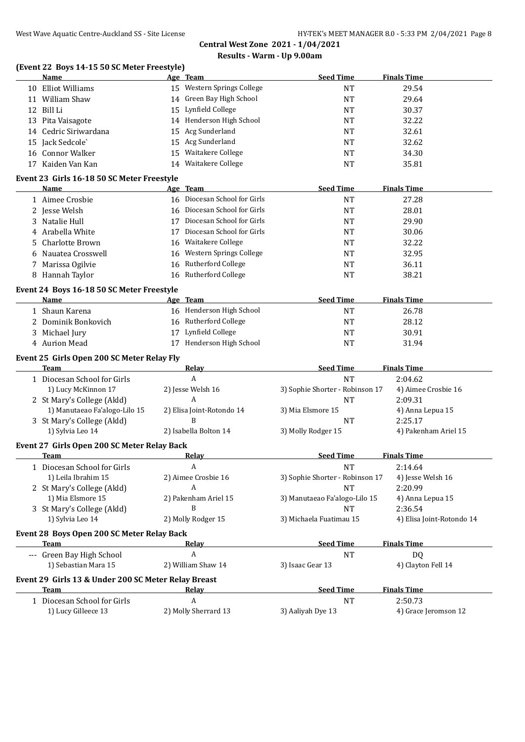**Central West Zone 2021 - 1/04/2021**

**Results - Warm - Up 9.00am**

### (Event 22 Boys 14-15 50 SC Meter Freestyle)

| | Name | Age | Team | Seed Time | Finals Time |
|---|---|---|---|---|---|
| 10 | Elliot Williams | 15 | Western Springs College | NT | 29.54 |
| 11 | William Shaw | 14 | Green Bay High School | NT | 29.64 |
| 12 | Bill Li | 15 | Lynfield College | NT | 30.37 |
| 13 | Pita Vaisagote | 14 | Henderson High School | NT | 32.22 |
| 14 | Cedric Siriwardana | 15 | Acg Sunderland | NT | 32.61 |
| 15 | Jack Sedcole` | 15 | Acg Sunderland | NT | 32.62 |
| 16 | Connor Walker | 15 | Waitakere College | NT | 34.30 |
| 17 | Kaiden Van Kan | 14 | Waitakere College | NT | 35.81 |

### Event 23 Girls 16-18 50 SC Meter Freestyle

| | Name | Age | Team | Seed Time | Finals Time |
|---|---|---|---|---|---|
| 1 | Aimee Crosbie | 16 | Diocesan School for Girls | NT | 27.28 |
| 2 | Jesse Welsh | 16 | Diocesan School for Girls | NT | 28.01 |
| 3 | Natalie Hull | 17 | Diocesan School for Girls | NT | 29.90 |
| 4 | Arabella White | 17 | Diocesan School for Girls | NT | 30.06 |
| 5 | Charlotte Brown | 16 | Waitakere College | NT | 32.22 |
| 6 | Nauatea Crosswell | 16 | Western Springs College | NT | 32.95 |
| 7 | Marissa Ogilvie | 16 | Rutherford College | NT | 36.11 |
| 8 | Hannah Taylor | 16 | Rutherford College | NT | 38.21 |

### Event 24 Boys 16-18 50 SC Meter Freestyle

| | Name | Age | Team | Seed Time | Finals Time |
|---|---|---|---|---|---|
| 1 | Shaun Karena | 16 | Henderson High School | NT | 26.78 |
| 2 | Dominik Bonkovich | 16 | Rutherford College | NT | 28.12 |
| 3 | Michael Jury | 17 | Lynfield College | NT | 30.91 |
| 4 | Aurion Mead | 17 | Henderson High School | NT | 31.94 |

### Event 25 Girls Open 200 SC Meter Relay Fly

| | Team | Relay | Seed Time | Finals Time |
|---|---|---|---|---|
| 1 | Diocesan School for Girls | A | NT | 2:04.62 |
| | 1) Lucy McKinnon 17 | 2) Jesse Welsh 16 | 3) Sophie Shorter - Robinson 17 | 4) Aimee Crosbie 16 |
| 2 | St Mary's College (Akld) | A | NT | 2:09.31 |
| | 1) Manutaeao Fa'alogo-Lilo 15 | 2) Elisa Joint-Rotondo 14 | 3) Mia Elsmore 15 | 4) Anna Lepua 15 |
| 3 | St Mary's College (Akld) | B | NT | 2:25.17 |
| | 1) Sylvia Leo 14 | 2) Isabella Bolton 14 | 3) Molly Rodger 15 | 4) Pakenham Ariel 15 |

### Event 27 Girls Open 200 SC Meter Relay Back

| | Team | Relay | Seed Time | Finals Time |
|---|---|---|---|---|
| 1 | Diocesan School for Girls | A | NT | 2:14.64 |
| | 1) Leila Ibrahim 15 | 2) Aimee Crosbie 16 | 3) Sophie Shorter - Robinson 17 | 4) Jesse Welsh 16 |
| 2 | St Mary's College (Akld) | A | NT | 2:20.99 |
| | 1) Mia Elsmore 15 | 2) Pakenham Ariel 15 | 3) Manutaeao Fa'alogo-Lilo 15 | 4) Anna Lepua 15 |
| 3 | St Mary's College (Akld) | B | NT | 2:36.54 |
| | 1) Sylvia Leo 14 | 2) Molly Rodger 15 | 3) Michaela Fuatimau 15 | 4) Elisa Joint-Rotondo 14 |

### Event 28 Boys Open 200 SC Meter Relay Back

| | Team | Relay | Seed Time | Finals Time |
|---|---|---|---|---|
| --- | Green Bay High School | A | NT | DQ |
| | 1) Sebastian Mara 15 | 2) William Shaw 14 | 3) Isaac Gear 13 | 4) Clayton Fell 14 |

### Event 29 Girls 13 & Under 200 SC Meter Relay Breast

| | Team | Relay | Seed Time | Finals Time |
|---|---|---|---|---|
| 1 | Diocesan School for Girls | A | NT | 2:50.73 |
| | 1) Lucy Gilleece 13 | 2) Molly Sherrard 13 | 3) Aaliyah Dye 13 | 4) Grace Jeromson 12 |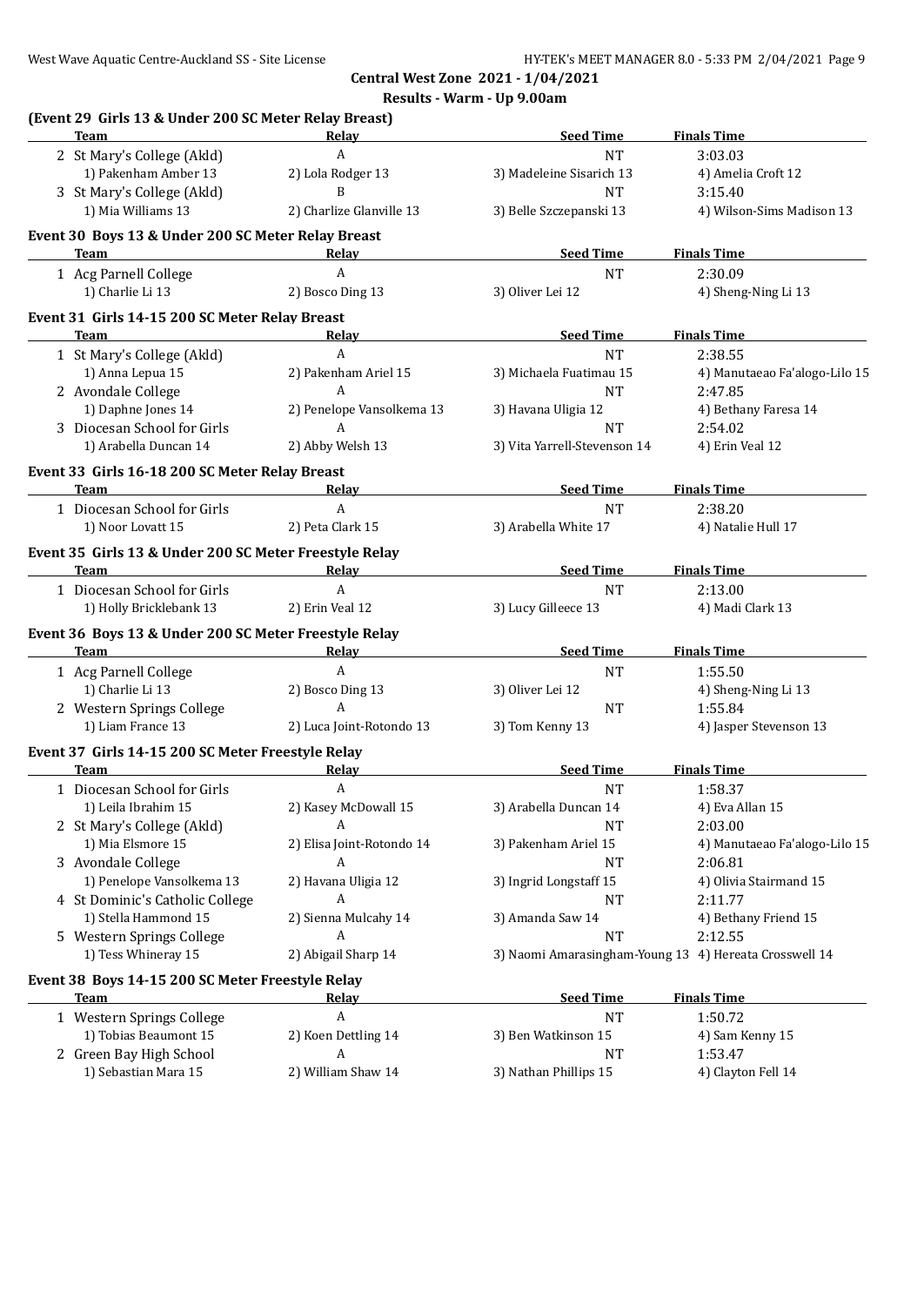**Central West Zone 2021 - 1/04/2021**

**Results - Warm - Up 9.00am**

### (Event 29 Girls 13 & Under 200 SC Meter Relay Breast)

| Team | Relay | Seed Time | Finals Time |
|---|---|---|---|
| 2 St Mary's College (Akld) | A | NT | 3:03.03 |
| 1) Pakenham Amber 13 | 2) Lola Rodger 13 | 3) Madeleine Sisarich 13 | 4) Amelia Croft 12 |
| 3 St Mary's College (Akld) | B | NT | 3:15.40 |
| 1) Mia Williams 13 | 2) Charlize Glanville 13 | 3) Belle Szczepanski 13 | 4) Wilson-Sims Madison 13 |

### Event 30 Boys 13 & Under 200 SC Meter Relay Breast

| Team | Relay | Seed Time | Finals Time |
|---|---|---|---|
| 1 Acg Parnell College | A | NT | 2:30.09 |
| 1) Charlie Li 13 | 2) Bosco Ding 13 | 3) Oliver Lei 12 | 4) Sheng-Ning Li 13 |

### Event 31 Girls 14-15 200 SC Meter Relay Breast

| Team | Relay | Seed Time | Finals Time |
|---|---|---|---|
| 1 St Mary's College (Akld) | A | NT | 2:38.55 |
| 1) Anna Lepua 15 | 2) Pakenham Ariel 15 | 3) Michaela Fuatimau 15 | 4) Manutaeao Fa'alogo-Lilo 15 |
| 2 Avondale College | A | NT | 2:47.85 |
| 1) Daphne Jones 14 | 2) Penelope Vansolkema 13 | 3) Havana Uligia 12 | 4) Bethany Faresa 14 |
| 3 Diocesan School for Girls | A | NT | 2:54.02 |
| 1) Arabella Duncan 14 | 2) Abby Welsh 13 | 3) Vita Yarrell-Stevenson 14 | 4) Erin Veal 12 |

### Event 33 Girls 16-18 200 SC Meter Relay Breast

| Team | Relay | Seed Time | Finals Time |
|---|---|---|---|
| 1 Diocesan School for Girls | A | NT | 2:38.20 |
| 1) Noor Lovatt 15 | 2) Peta Clark 15 | 3) Arabella White 17 | 4) Natalie Hull 17 |

### Event 35 Girls 13 & Under 200 SC Meter Freestyle Relay

| Team | Relay | Seed Time | Finals Time |
|---|---|---|---|
| 1 Diocesan School for Girls | A | NT | 2:13.00 |
| 1) Holly Bricklebank 13 | 2) Erin Veal 12 | 3) Lucy Gilleece 13 | 4) Madi Clark 13 |

### Event 36 Boys 13 & Under 200 SC Meter Freestyle Relay

| Team | Relay | Seed Time | Finals Time |
|---|---|---|---|
| 1 Acg Parnell College | A | NT | 1:55.50 |
| 1) Charlie Li 13 | 2) Bosco Ding 13 | 3) Oliver Lei 12 | 4) Sheng-Ning Li 13 |
| 2 Western Springs College | A | NT | 1:55.84 |
| 1) Liam France 13 | 2) Luca Joint-Rotondo 13 | 3) Tom Kenny 13 | 4) Jasper Stevenson 13 |

### Event 37 Girls 14-15 200 SC Meter Freestyle Relay

| Team | Relay | Seed Time | Finals Time |
|---|---|---|---|
| 1 Diocesan School for Girls | A | NT | 1:58.37 |
| 1) Leila Ibrahim 15 | 2) Kasey McDowall 15 | 3) Arabella Duncan 14 | 4) Eva Allan 15 |
| 2 St Mary's College (Akld) | A | NT | 2:03.00 |
| 1) Mia Elsmore 15 | 2) Elisa Joint-Rotondo 14 | 3) Pakenham Ariel 15 | 4) Manutaeao Fa'alogo-Lilo 15 |
| 3 Avondale College | A | NT | 2:06.81 |
| 1) Penelope Vansolkema 13 | 2) Havana Uligia 12 | 3) Ingrid Longstaff 15 | 4) Olivia Stairmand 15 |
| 4 St Dominic's Catholic College | A | NT | 2:11.77 |
| 1) Stella Hammond 15 | 2) Sienna Mulcahy 14 | 3) Amanda Saw 14 | 4) Bethany Friend 15 |
| 5 Western Springs College | A | NT | 2:12.55 |
| 1) Tess Whineray 15 | 2) Abigail Sharp 14 | 3) Naomi Amarasingham-Young 13 | 4) Hereata Crosswell 14 |

### Event 38 Boys 14-15 200 SC Meter Freestyle Relay

| Team | Relay | Seed Time | Finals Time |
|---|---|---|---|
| 1 Western Springs College | A | NT | 1:50.72 |
| 1) Tobias Beaumont 15 | 2) Koen Dettling 14 | 3) Ben Watkinson 15 | 4) Sam Kenny 15 |
| 2 Green Bay High School | A | NT | 1:53.47 |
| 1) Sebastian Mara 15 | 2) William Shaw 14 | 3) Nathan Phillips 15 | 4) Clayton Fell 14 |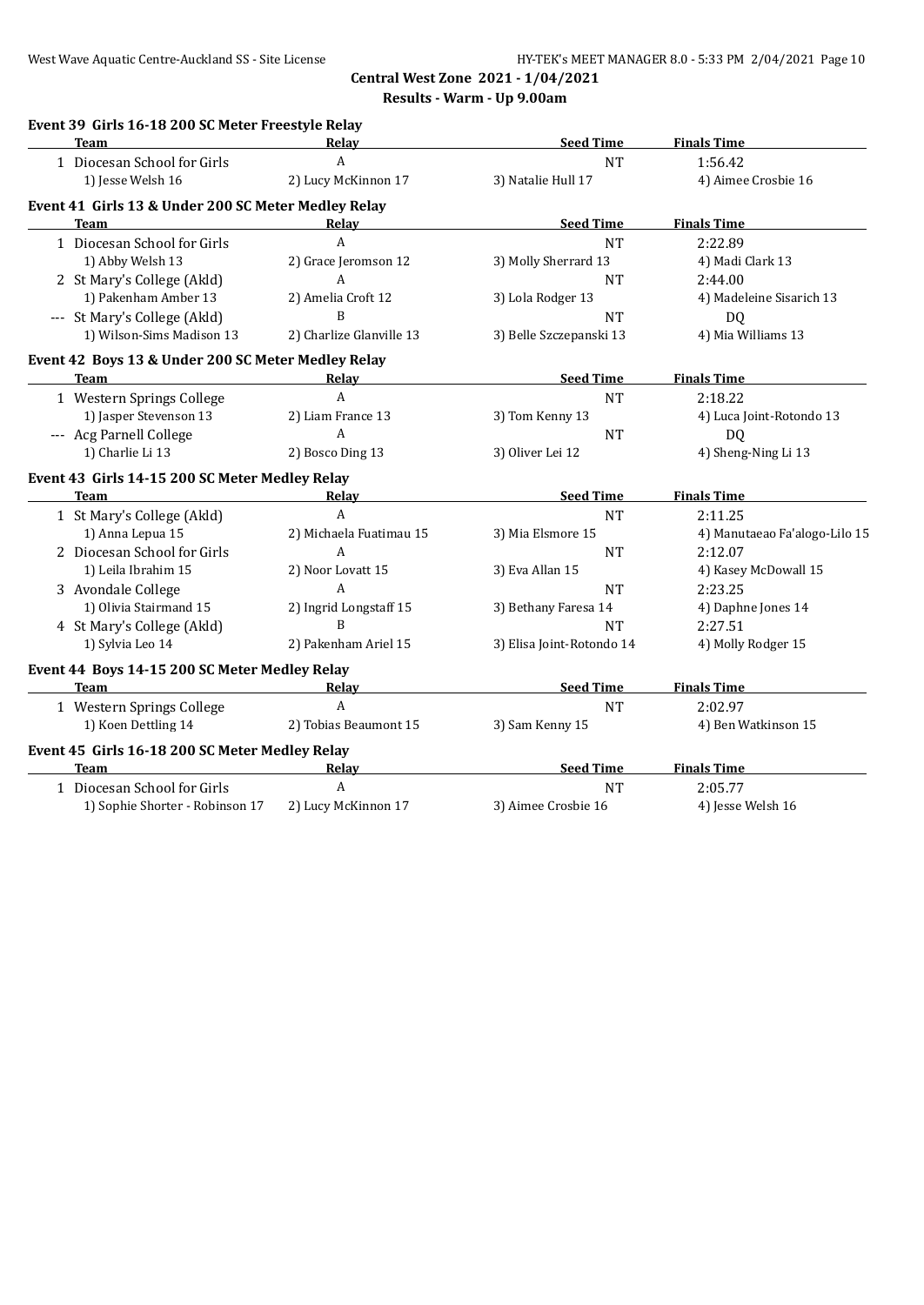**Central West Zone 2021 - 1/04/2021**

**Results - Warm - Up 9.00am**

### Event 39 Girls 16-18 200 SC Meter Freestyle Relay

| Team | Relay | Seed Time | Finals Time |
|---|---|---|---|
| 1 Diocesan School for Girls | A | NT | 1:56.42 |
| 1) Jesse Welsh 16 | 2) Lucy McKinnon 17 | 3) Natalie Hull 17 | 4) Aimee Crosbie 16 |

### Event 41 Girls 13 & Under 200 SC Meter Medley Relay

| Team | Relay | Seed Time | Finals Time |
|---|---|---|---|
| 1 Diocesan School for Girls | A | NT | 2:22.89 |
| 1) Abby Welsh 13 | 2) Grace Jeromson 12 | 3) Molly Sherrard 13 | 4) Madi Clark 13 |
| 2 St Mary's College (Akld) | A | NT | 2:44.00 |
| 1) Pakenham Amber 13 | 2) Amelia Croft 12 | 3) Lola Rodger 13 | 4) Madeleine Sisarich 13 |
| --- St Mary's College (Akld) | B | NT | DQ |
| 1) Wilson-Sims Madison 13 | 2) Charlize Glanville 13 | 3) Belle Szczepanski 13 | 4) Mia Williams 13 |

### Event 42 Boys 13 & Under 200 SC Meter Medley Relay

| Team | Relay | Seed Time | Finals Time |
|---|---|---|---|
| 1 Western Springs College | A | NT | 2:18.22 |
| 1) Jasper Stevenson 13 | 2) Liam France 13 | 3) Tom Kenny 13 | 4) Luca Joint-Rotondo 13 |
| --- Acg Parnell College | A | NT | DQ |
| 1) Charlie Li 13 | 2) Bosco Ding 13 | 3) Oliver Lei 12 | 4) Sheng-Ning Li 13 |

### Event 43 Girls 14-15 200 SC Meter Medley Relay

| Team | Relay | Seed Time | Finals Time |
|---|---|---|---|
| 1 St Mary's College (Akld) | A | NT | 2:11.25 |
| 1) Anna Lepua 15 | 2) Michaela Fuatimau 15 | 3) Mia Elsmore 15 | 4) Manutaeao Fa'alogo-Lilo 15 |
| 2 Diocesan School for Girls | A | NT | 2:12.07 |
| 1) Leila Ibrahim 15 | 2) Noor Lovatt 15 | 3) Eva Allan 15 | 4) Kasey McDowall 15 |
| 3 Avondale College | A | NT | 2:23.25 |
| 1) Olivia Stairmand 15 | 2) Ingrid Longstaff 15 | 3) Bethany Faresa 14 | 4) Daphne Jones 14 |
| 4 St Mary's College (Akld) | B | NT | 2:27.51 |
| 1) Sylvia Leo 14 | 2) Pakenham Ariel 15 | 3) Elisa Joint-Rotondo 14 | 4) Molly Rodger 15 |

### Event 44 Boys 14-15 200 SC Meter Medley Relay

| Team | Relay | Seed Time | Finals Time |
|---|---|---|---|
| 1 Western Springs College | A | NT | 2:02.97 |
| 1) Koen Dettling 14 | 2) Tobias Beaumont 15 | 3) Sam Kenny 15 | 4) Ben Watkinson 15 |

### Event 45 Girls 16-18 200 SC Meter Medley Relay

| Team | Relay | Seed Time | Finals Time |
|---|---|---|---|
| 1 Diocesan School for Girls | A | NT | 2:05.77 |
| 1) Sophie Shorter - Robinson 17 | 2) Lucy McKinnon 17 | 3) Aimee Crosbie 16 | 4) Jesse Welsh 16 |